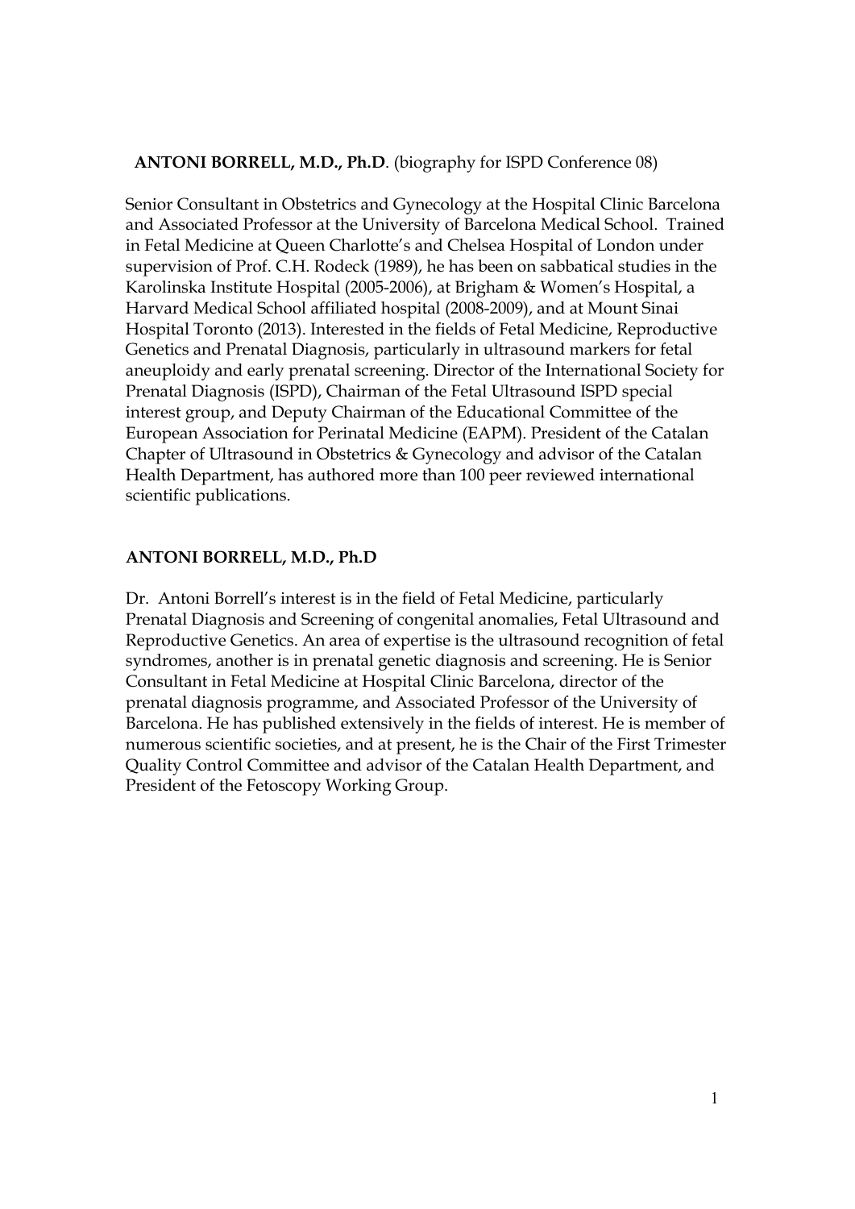**ANTONI BORRELL, M.D., Ph.D**. (biography for ISPD Conference 08)

Senior Consultant in Obstetrics and Gynecology at the Hospital Clinic Barcelona and Associated Professor at the University of Barcelona Medical School. Trained in Fetal Medicine at Queen Charlotte's and Chelsea Hospital of London under supervision of Prof. C.H. Rodeck (1989), he has been on sabbatical studies in the Karolinska Institute Hospital (2005-2006), at Brigham & Women's Hospital, a Harvard Medical School affiliated hospital (2008-2009), and at Mount Sinai Hospital Toronto (2013). Interested in the fields of Fetal Medicine, Reproductive Genetics and Prenatal Diagnosis, particularly in ultrasound markers for fetal aneuploidy and early prenatal screening. Director of the International Society for Prenatal Diagnosis (ISPD), Chairman of the Fetal Ultrasound ISPD special interest group, and Deputy Chairman of the Educational Committee of the European Association for Perinatal Medicine (EAPM). President of the Catalan Chapter of Ultrasound in Obstetrics & Gynecology and advisor of the Catalan Health Department, has authored more than 100 peer reviewed international scientific publications.

**ANTONI BORRELL, M.D., Ph.D**

Dr. Antoni Borrell's interest is in the field of Fetal Medicine, particularly Prenatal Diagnosis and Screening of congenital anomalies, Fetal Ultrasound and Reproductive Genetics. An area of expertise is the ultrasound recognition of fetal syndromes, another is in prenatal genetic diagnosis and screening. He is Senior Consultant in Fetal Medicine at Hospital Clinic Barcelona, director of the prenatal diagnosis programme, and Associated Professor of the University of Barcelona. He has published extensively in the fields of interest. He is member of numerous scientific societies, and at present, he is the Chair of the First Trimester Quality Control Committee and advisor of the Catalan Health Department, and President of the Fetoscopy Working Group.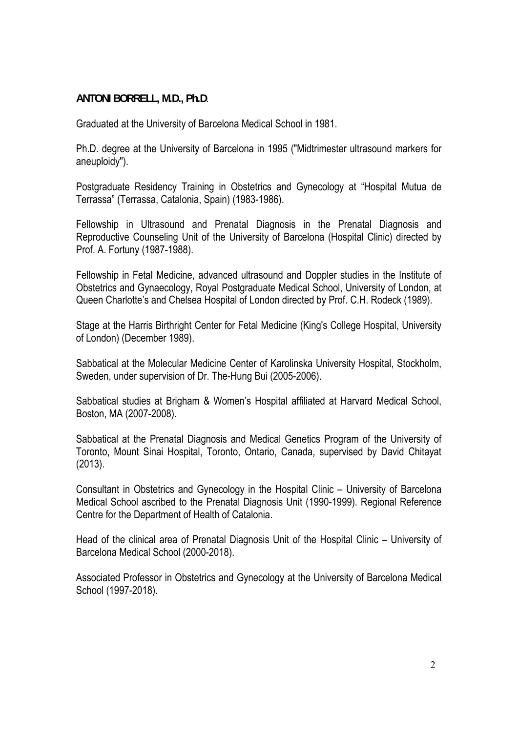**ANTONI BORRELL, M.D., Ph.D**.

Graduated at the University of Barcelona Medical School in 1981.

Ph.D. degree at the University of Barcelona in 1995 ("Midtrimester ultrasound markers for aneuploidy").

Postgraduate Residency Training in Obstetrics and Gynecology at "Hospital Mutua de Terrassa" (Terrassa, Catalonia, Spain) (1983-1986).

Fellowship in Ultrasound and Prenatal Diagnosis in the Prenatal Diagnosis and Reproductive Counseling Unit of the University of Barcelona (Hospital Clinic) directed by Prof. A. Fortuny (1987-1988).

Fellowship in Fetal Medicine, advanced ultrasound and Doppler studies in the Institute of Obstetrics and Gynaecology, Royal Postgraduate Medical School, University of London, at Queen Charlotte's and Chelsea Hospital of London directed by Prof. C.H. Rodeck (1989).

Stage at the Harris Birthright Center for Fetal Medicine (King's College Hospital, University of London) (December 1989).

Sabbatical at the Molecular Medicine Center of Karolinska University Hospital, Stockholm, Sweden, under supervision of Dr. The-Hung Bui (2005-2006).

Sabbatical studies at Brigham & Women's Hospital affiliated at Harvard Medical School, Boston, MA (2007-2008).

Sabbatical at the Prenatal Diagnosis and Medical Genetics Program of the University of Toronto, Mount Sinai Hospital, Toronto, Ontario, Canada, supervised by David Chitayat (2013).

Consultant in Obstetrics and Gynecology in the Hospital Clinic – University of Barcelona Medical School ascribed to the Prenatal Diagnosis Unit (1990-1999). Regional Reference Centre for the Department of Health of Catalonia.

Head of the clinical area of Prenatal Diagnosis Unit of the Hospital Clinic – University of Barcelona Medical School (2000-2018).

Associated Professor in Obstetrics and Gynecology at the University of Barcelona Medical School (1997-2018).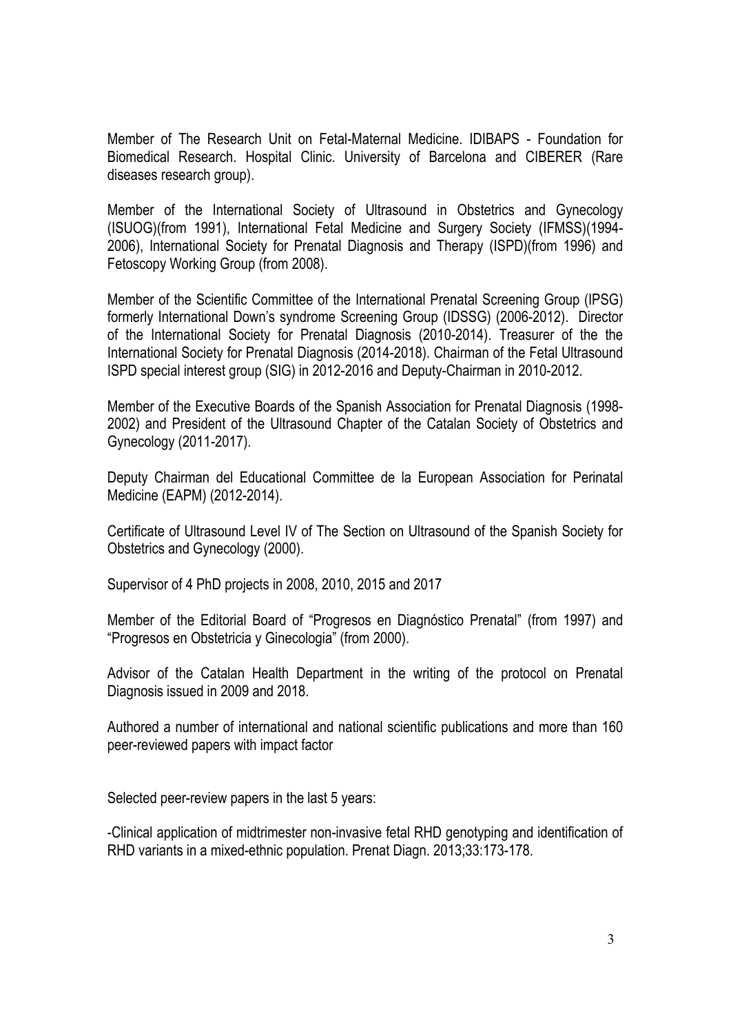Member of The Research Unit on Fetal-Maternal Medicine. IDIBAPS - Foundation for Biomedical Research. Hospital Clinic. University of Barcelona and CIBERER (Rare diseases research group).

Member of the International Society of Ultrasound in Obstetrics and Gynecology (ISUOG)(from 1991), International Fetal Medicine and Surgery Society (IFMSS)(1994-2006), International Society for Prenatal Diagnosis and Therapy (ISPD)(from 1996) and Fetoscopy Working Group (from 2008).

Member of the Scientific Committee of the International Prenatal Screening Group (IPSG) formerly International Down's syndrome Screening Group (IDSSG) (2006-2012). Director of the International Society for Prenatal Diagnosis (2010-2014). Treasurer of the the International Society for Prenatal Diagnosis (2014-2018). Chairman of the Fetal Ultrasound ISPD special interest group (SIG) in 2012-2016 and Deputy-Chairman in 2010-2012.

Member of the Executive Boards of the Spanish Association for Prenatal Diagnosis (1998-2002) and President of the Ultrasound Chapter of the Catalan Society of Obstetrics and Gynecology (2011-2017).

Deputy Chairman del Educational Committee de la European Association for Perinatal Medicine (EAPM) (2012-2014).

Certificate of Ultrasound Level IV of The Section on Ultrasound of the Spanish Society for Obstetrics and Gynecology (2000).

Supervisor of 4 PhD projects in 2008, 2010, 2015 and 2017

Member of the Editorial Board of "Progresos en Diagnóstico Prenatal" (from 1997) and "Progresos en Obstetricia y Ginecologia" (from 2000).

Advisor of the Catalan Health Department in the writing of the protocol on Prenatal Diagnosis issued in 2009 and 2018.

Authored a number of international and national scientific publications and more than 160 peer-reviewed papers with impact factor

Selected peer-review papers in the last 5 years:

-Clinical application of midtrimester non-invasive fetal RHD genotyping and identification of RHD variants in a mixed-ethnic population. Prenat Diagn. 2013;33:173-178.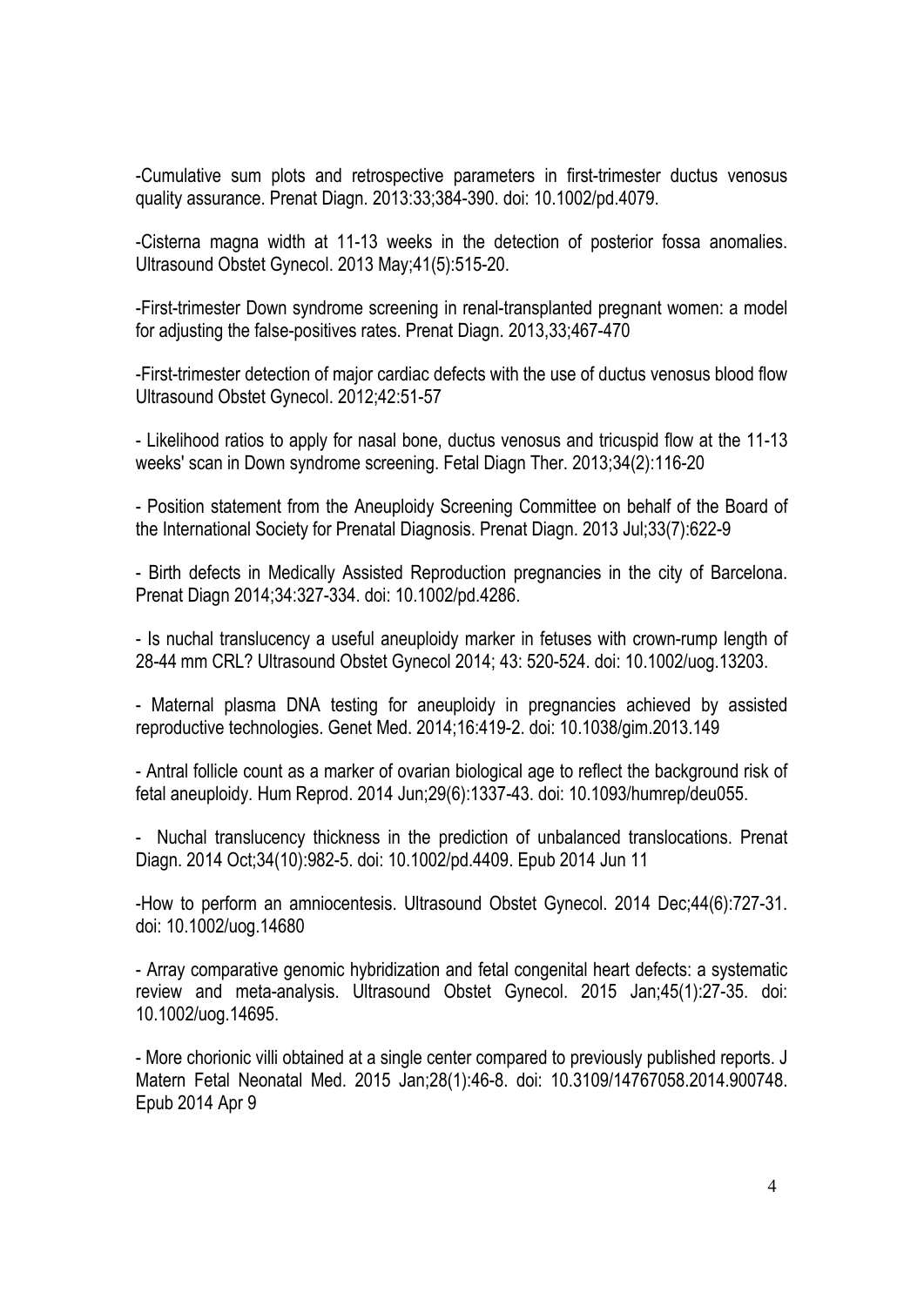-Cumulative sum plots and retrospective parameters in first-trimester ductus venosus quality assurance. Prenat Diagn. 2013:33;384-390. doi: 10.1002/pd.4079.

-Cisterna magna width at 11-13 weeks in the detection of posterior fossa anomalies. Ultrasound Obstet Gynecol. 2013 May;41(5):515-20.

-First-trimester Down syndrome screening in renal-transplanted pregnant women: a model for adjusting the false-positives rates. Prenat Diagn. 2013,33;467-470

-First-trimester detection of major cardiac defects with the use of ductus venosus blood flow Ultrasound Obstet Gynecol. 2012;42:51-57

- Likelihood ratios to apply for nasal bone, ductus venosus and tricuspid flow at the 11-13 weeks' scan in Down syndrome screening. Fetal Diagn Ther. 2013;34(2):116-20

- Position statement from the Aneuploidy Screening Committee on behalf of the Board of the International Society for Prenatal Diagnosis. Prenat Diagn. 2013 Jul;33(7):622-9

- Birth defects in Medically Assisted Reproduction pregnancies in the city of Barcelona. Prenat Diagn 2014;34:327-334. doi: 10.1002/pd.4286.

- Is nuchal translucency a useful aneuploidy marker in fetuses with crown-rump length of 28-44 mm CRL? Ultrasound Obstet Gynecol 2014; 43: 520-524. doi: 10.1002/uog.13203.

- Maternal plasma DNA testing for aneuploidy in pregnancies achieved by assisted reproductive technologies. Genet Med. 2014;16:419-2. doi: 10.1038/gim.2013.149

- Antral follicle count as a marker of ovarian biological age to reflect the background risk of fetal aneuploidy. Hum Reprod. 2014 Jun;29(6):1337-43. doi: 10.1093/humrep/deu055.

- Nuchal translucency thickness in the prediction of unbalanced translocations. Prenat Diagn. 2014 Oct;34(10):982-5. doi: 10.1002/pd.4409. Epub 2014 Jun 11

-How to perform an amniocentesis. Ultrasound Obstet Gynecol. 2014 Dec;44(6):727-31. doi: 10.1002/uog.14680

- Array comparative genomic hybridization and fetal congenital heart defects: a systematic review and meta-analysis. Ultrasound Obstet Gynecol. 2015 Jan;45(1):27-35. doi: 10.1002/uog.14695.

- More chorionic villi obtained at a single center compared to previously published reports. J Matern Fetal Neonatal Med. 2015 Jan;28(1):46-8. doi: 10.3109/14767058.2014.900748. Epub 2014 Apr 9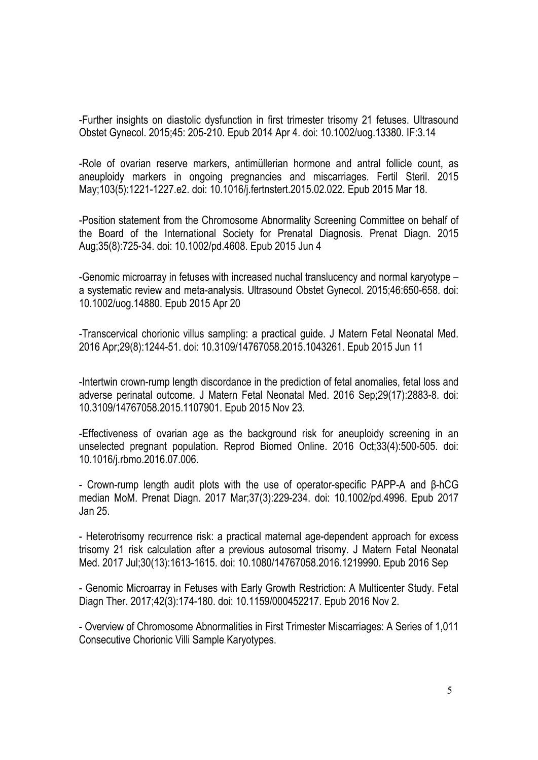-Further insights on diastolic dysfunction in first trimester trisomy 21 fetuses. Ultrasound Obstet Gynecol. 2015;45: 205-210. Epub 2014 Apr 4. doi: 10.1002/uog.13380. IF:3.14

-Role of ovarian reserve markers, antimüllerian hormone and antral follicle count, as aneuploidy markers in ongoing pregnancies and miscarriages. Fertil Steril. 2015 May;103(5):1221-1227.e2. doi: 10.1016/j.fertnstert.2015.02.022. Epub 2015 Mar 18.

-Position statement from the Chromosome Abnormality Screening Committee on behalf of the Board of the International Society for Prenatal Diagnosis. Prenat Diagn. 2015 Aug;35(8):725-34. doi: 10.1002/pd.4608. Epub 2015 Jun 4

-Genomic microarray in fetuses with increased nuchal translucency and normal karyotype – a systematic review and meta-analysis. Ultrasound Obstet Gynecol. 2015;46:650-658. doi: 10.1002/uog.14880. Epub 2015 Apr 20

-Transcervical chorionic villus sampling: a practical guide. J Matern Fetal Neonatal Med. 2016 Apr;29(8):1244-51. doi: 10.3109/14767058.2015.1043261. Epub 2015 Jun 11

-Intertwin crown-rump length discordance in the prediction of fetal anomalies, fetal loss and adverse perinatal outcome. J Matern Fetal Neonatal Med. 2016 Sep;29(17):2883-8. doi: 10.3109/14767058.2015.1107901. Epub 2015 Nov 23.

-Effectiveness of ovarian age as the background risk for aneuploidy screening in an unselected pregnant population. Reprod Biomed Online. 2016 Oct;33(4):500-505. doi: 10.1016/j.rbmo.2016.07.006.

- Crown-rump length audit plots with the use of operator-specific PAPP-A and β-hCG median MoM. Prenat Diagn. 2017 Mar;37(3):229-234. doi: 10.1002/pd.4996. Epub 2017 Jan 25.

- Heterotrisomy recurrence risk: a practical maternal age-dependent approach for excess trisomy 21 risk calculation after a previous autosomal trisomy. J Matern Fetal Neonatal Med. 2017 Jul;30(13):1613-1615. doi: 10.1080/14767058.2016.1219990. Epub 2016 Sep

- Genomic Microarray in Fetuses with Early Growth Restriction: A Multicenter Study. Fetal Diagn Ther. 2017;42(3):174-180. doi: 10.1159/000452217. Epub 2016 Nov 2.

- Overview of Chromosome Abnormalities in First Trimester Miscarriages: A Series of 1,011 Consecutive Chorionic Villi Sample Karyotypes.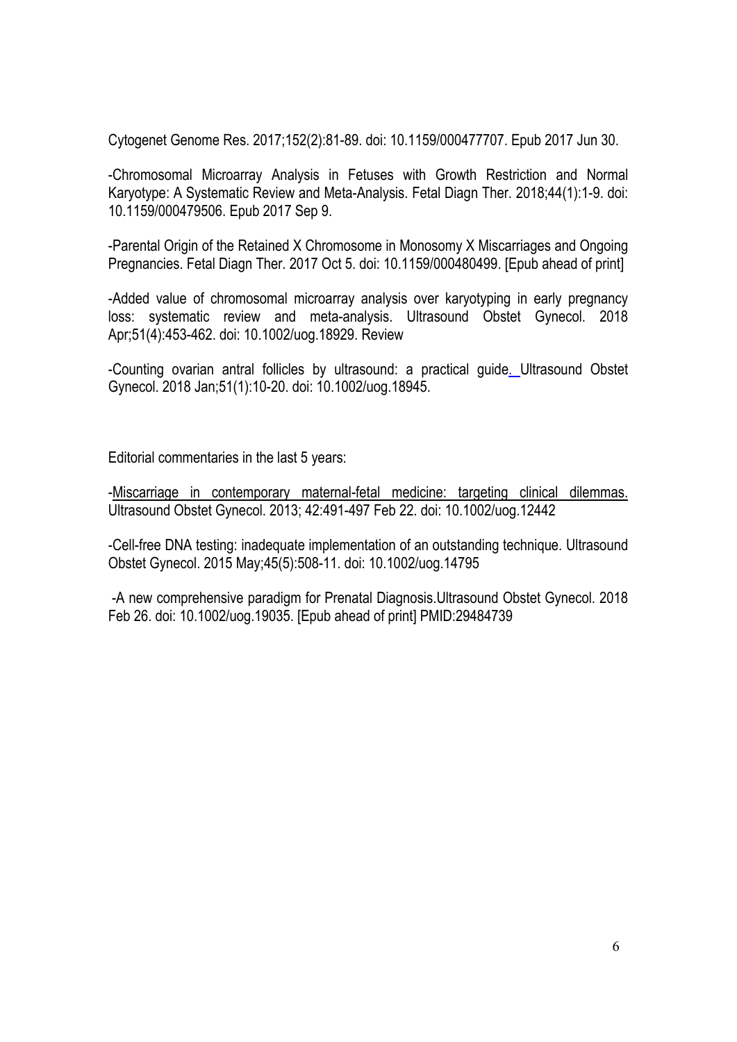Cytogenet Genome Res. 2017;152(2):81-89. doi: 10.1159/000477707. Epub 2017 Jun 30.

-Chromosomal Microarray Analysis in Fetuses with Growth Restriction and Normal Karyotype: A Systematic Review and Meta-Analysis. Fetal Diagn Ther. 2018;44(1):1-9. doi: 10.1159/000479506. Epub 2017 Sep 9.

-Parental Origin of the Retained X Chromosome in Monosomy X Miscarriages and Ongoing Pregnancies. Fetal Diagn Ther. 2017 Oct 5. doi: 10.1159/000480499. [Epub ahead of print]

-Added value of chromosomal microarray analysis over karyotyping in early pregnancy loss: systematic review and meta-analysis. Ultrasound Obstet Gynecol. 2018 Apr;51(4):453-462. doi: 10.1002/uog.18929. Review

-Counting ovarian antral follicles by ultrasound: a practical guide. Ultrasound Obstet Gynecol. 2018 Jan;51(1):10-20. doi: 10.1002/uog.18945.

Editorial commentaries in the last 5 years:

-Miscarriage in contemporary maternal-fetal medicine: targeting clinical dilemmas. Ultrasound Obstet Gynecol. 2013; 42:491-497 Feb 22. doi: 10.1002/uog.12442

-Cell-free DNA testing: inadequate implementation of an outstanding technique. Ultrasound Obstet Gynecol. 2015 May;45(5):508-11. doi: 10.1002/uog.14795

-A new comprehensive paradigm for Prenatal Diagnosis.Ultrasound Obstet Gynecol. 2018 Feb 26. doi: 10.1002/uog.19035. [Epub ahead of print] PMID:29484739